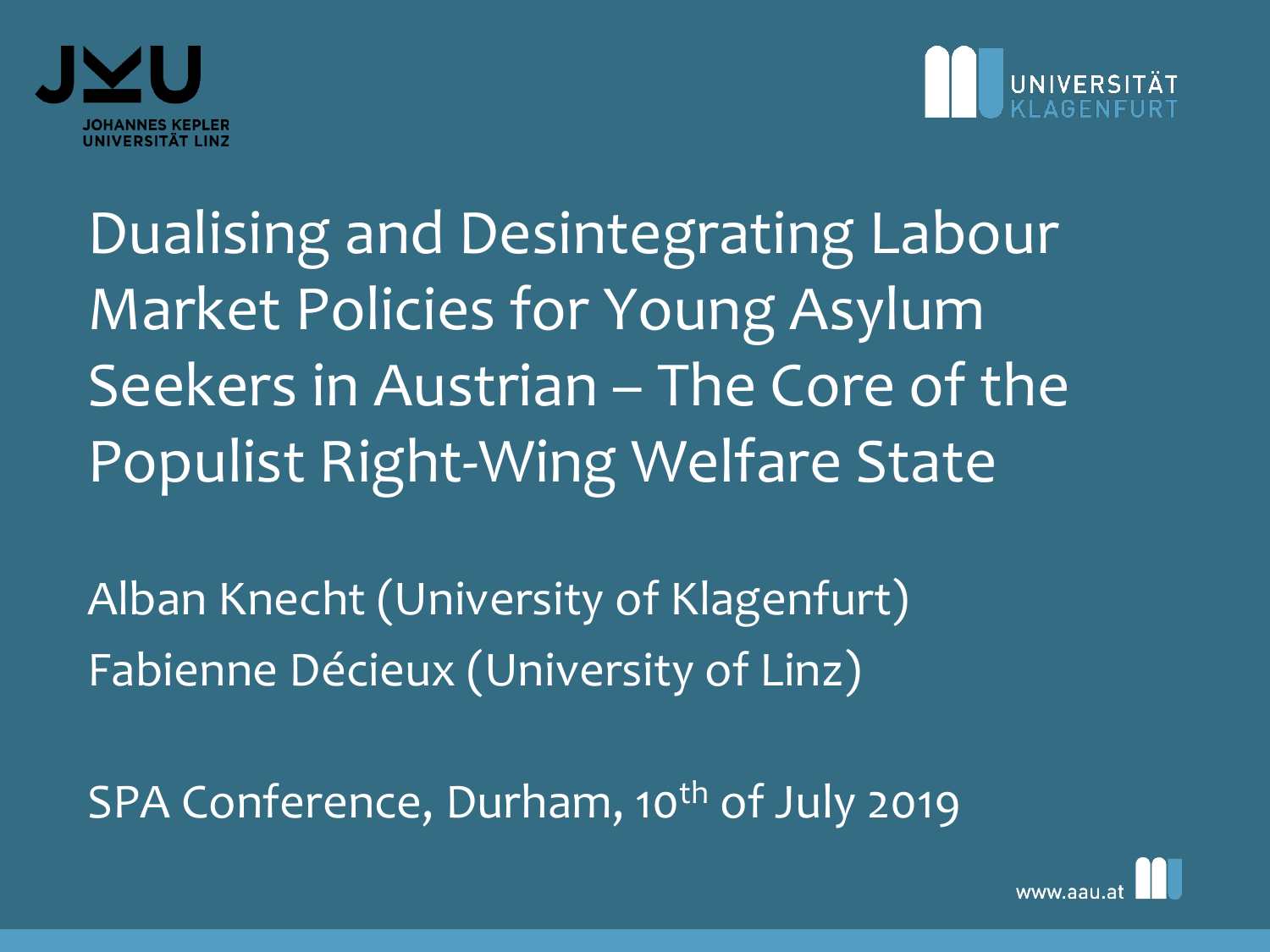JOHANNES KEPLER UNIVERSITÄT LINZ

UNIVERSITÄT KLAGENFURT

# Dualising and Desintegrating Labour Market Policies for Young Asylum Seekers in Austrian – The Core of the Populist Right-Wing Welfare State

Alban Knecht (University of Klagenfurt)
Fabienne Décieux (University of Linz)

SPA Conference, Durham, 10th of July 2019

www.aau.at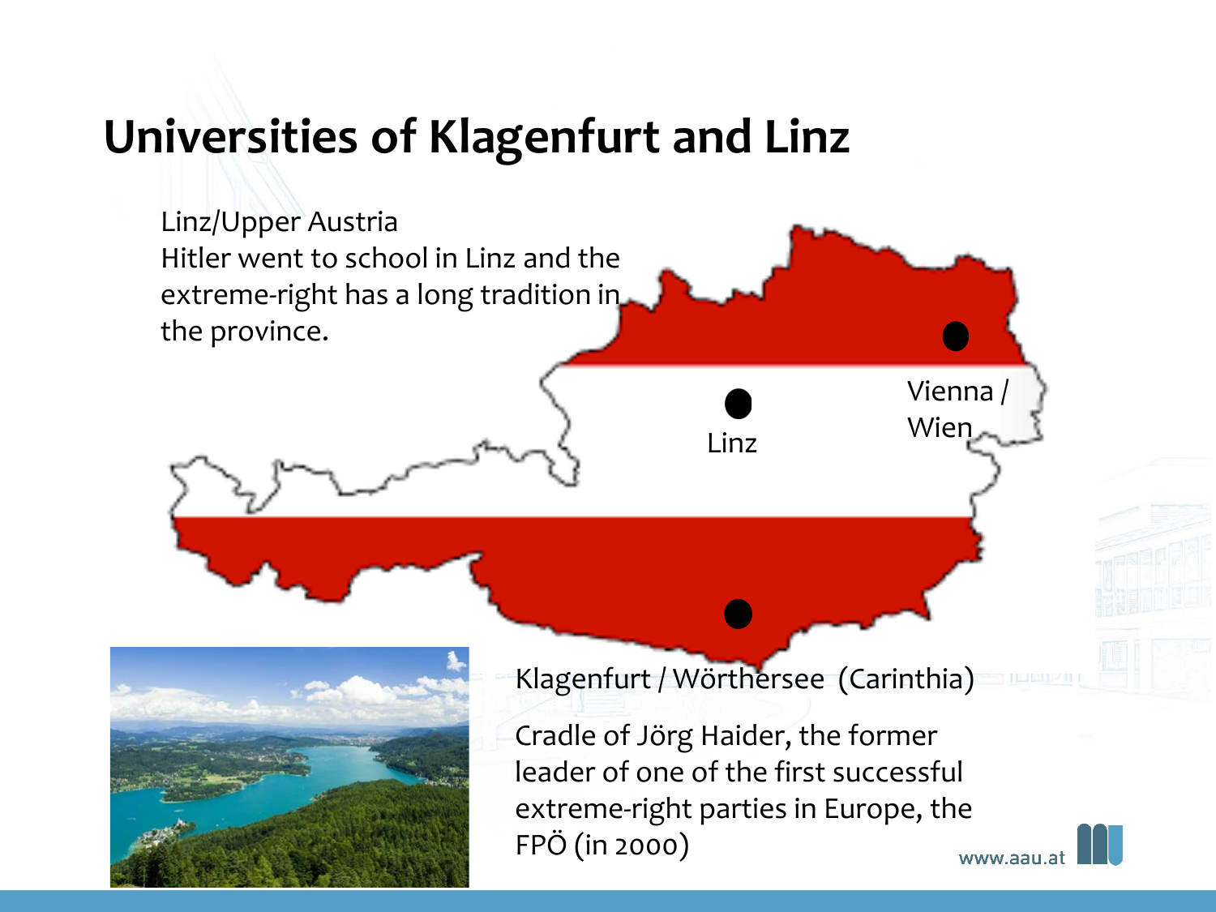# Universities of Klagenfurt and Linz

Linz/Upper Austria
Hitler went to school in Linz and the extreme-right has a long tradition in the province.

Linz

Vienna / Wien

Klagenfurt / Wörthersee (Carinthia)

Cradle of Jörg Haider, the former leader of one of the first successful extreme-right parties in Europe, the FPÖ (in 2000)

www.aau.at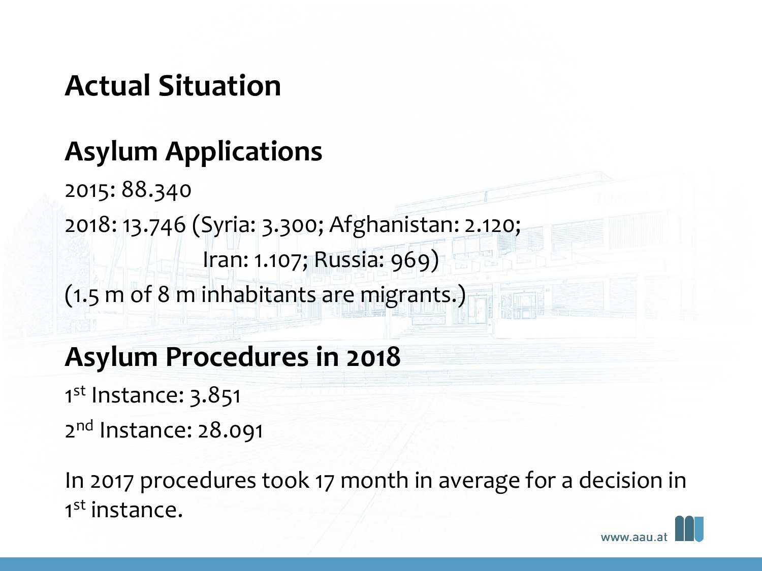# Actual Situation

## Asylum Applications

2015: 88.340

2018: 13.746 (Syria: 3.300; Afghanistan: 2.120; Iran: 1.107; Russia: 969)

(1.5 m of 8 m inhabitants are migrants.)

## Asylum Procedures in 2018

1st Instance: 3.851

2nd Instance: 28.091

In 2017 procedures took 17 month in average for a decision in 1st instance.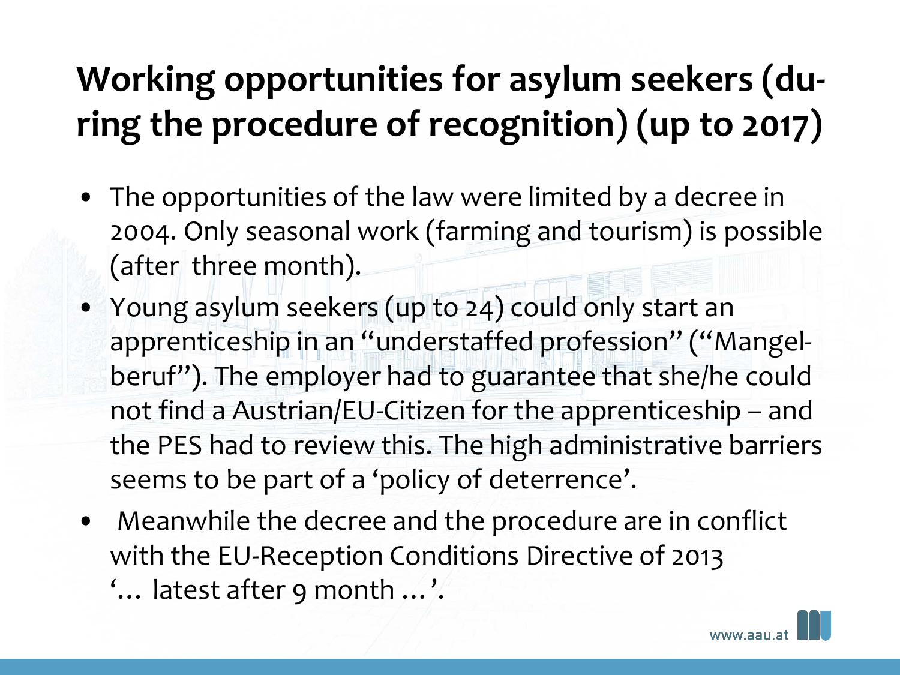# Working opportunities for asylum seekers (during the procedure of recognition) (up to 2017)

- The opportunities of the law were limited by a decree in 2004. Only seasonal work (farming and tourism) is possible (after three month).
- Young asylum seekers (up to 24) could only start an apprenticeship in an “understaffed profession” (“Mangelberuf”). The employer had to guarantee that she/he could not find a Austrian/EU-Citizen for the apprenticeship – and the PES had to review this. The high administrative barriers seems to be part of a ‘policy of deterrence’.
- Meanwhile the decree and the procedure are in conflict with the EU-Reception Conditions Directive of 2013 ‘… latest after 9 month …’.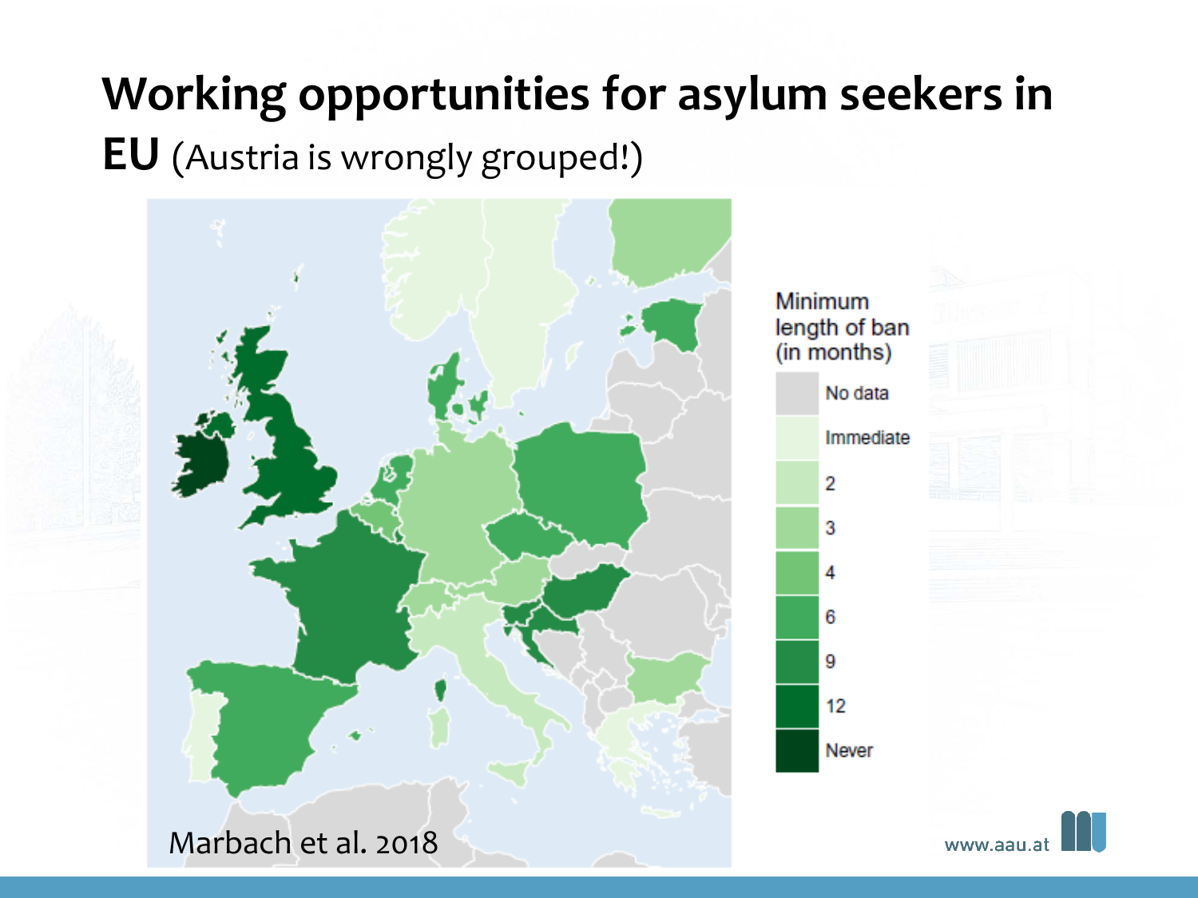# Working opportunities for asylum seekers in EU (Austria is wrongly grouped!)

Minimum length of ban (in months)

- No data
- Immediate
- 2
- 3
- 4
- 6
- 9
- 12
- Never

Marbach et al. 2018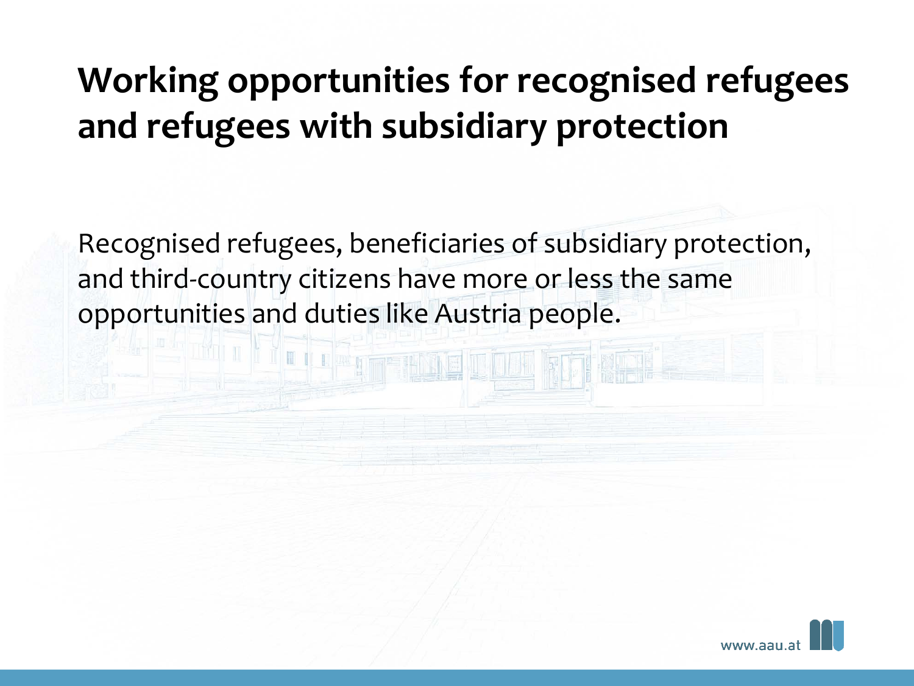# Working opportunities for recognised refugees and refugees with subsidiary protection

Recognised refugees, beneficiaries of subsidiary protection, and third-country citizens have more or less the same opportunities and duties like Austria people.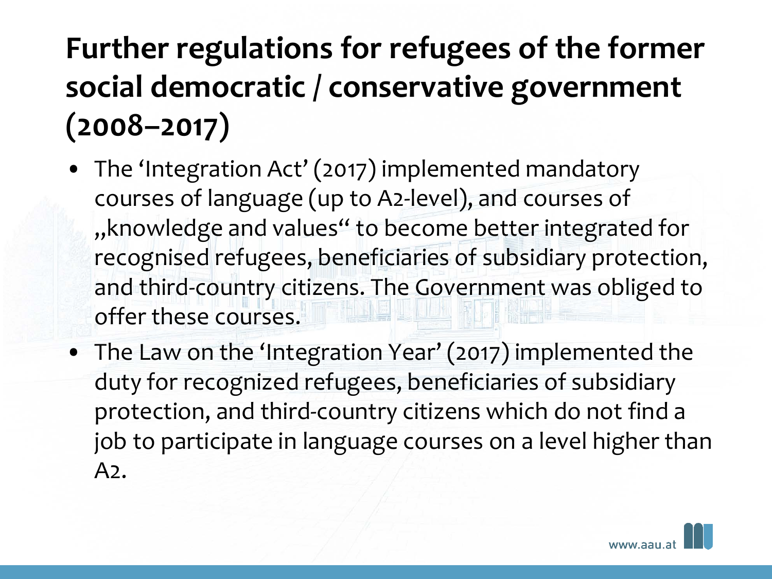# Further regulations for refugees of the former social democratic / conservative government (2008–2017)

- The 'Integration Act' (2017) implemented mandatory courses of language (up to A2-level), and courses of „knowledge and values" to become better integrated for recognised refugees, beneficiaries of subsidiary protection, and third-country citizens. The Government was obliged to offer these courses.
- The Law on the 'Integration Year' (2017) implemented the duty for recognized refugees, beneficiaries of subsidiary protection, and third-country citizens which do not find a job to participate in language courses on a level higher than A2.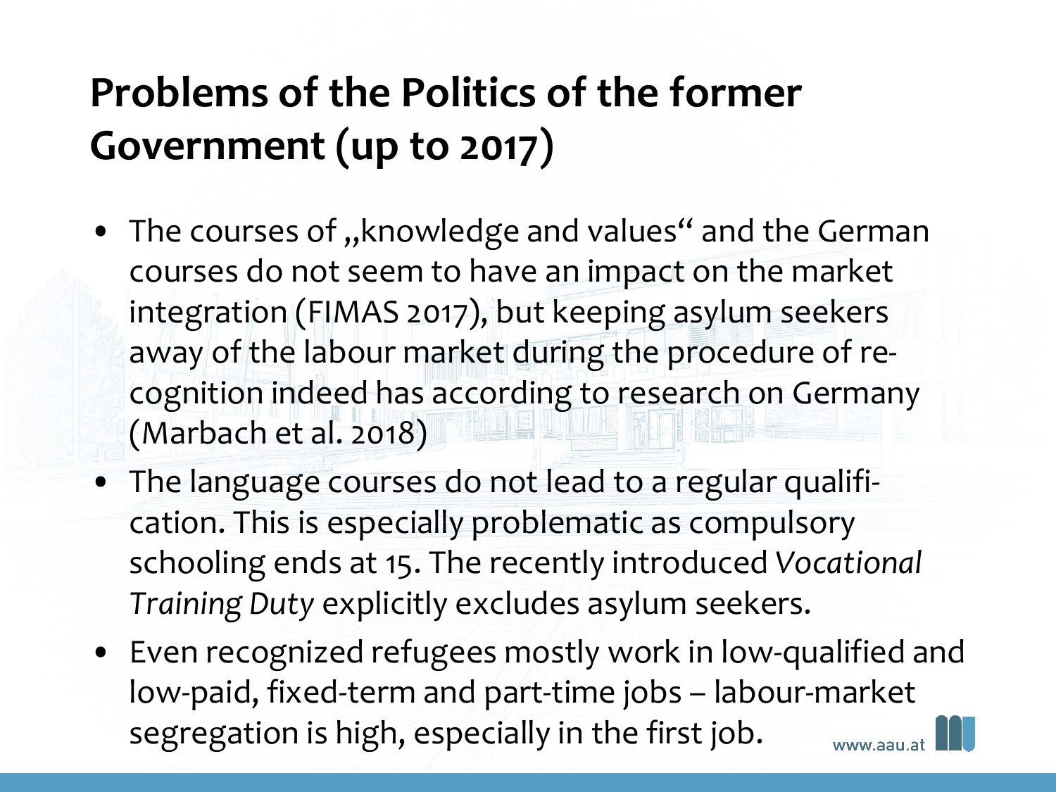# Problems of the Politics of the former Government (up to 2017)

- The courses of „knowledge and values" and the German courses do not seem to have an impact on the market integration (FIMAS 2017), but keeping asylum seekers away of the labour market during the procedure of re-cognition indeed has according to research on Germany (Marbach et al. 2018)
- The language courses do not lead to a regular qualifi-cation. This is especially problematic as compulsory schooling ends at 15. The recently introduced *Vocational Training Duty* explicitly excludes asylum seekers.
- Even recognized refugees mostly work in low-qualified and low-paid, fixed-term and part-time jobs – labour-market segregation is high, especially in the first job.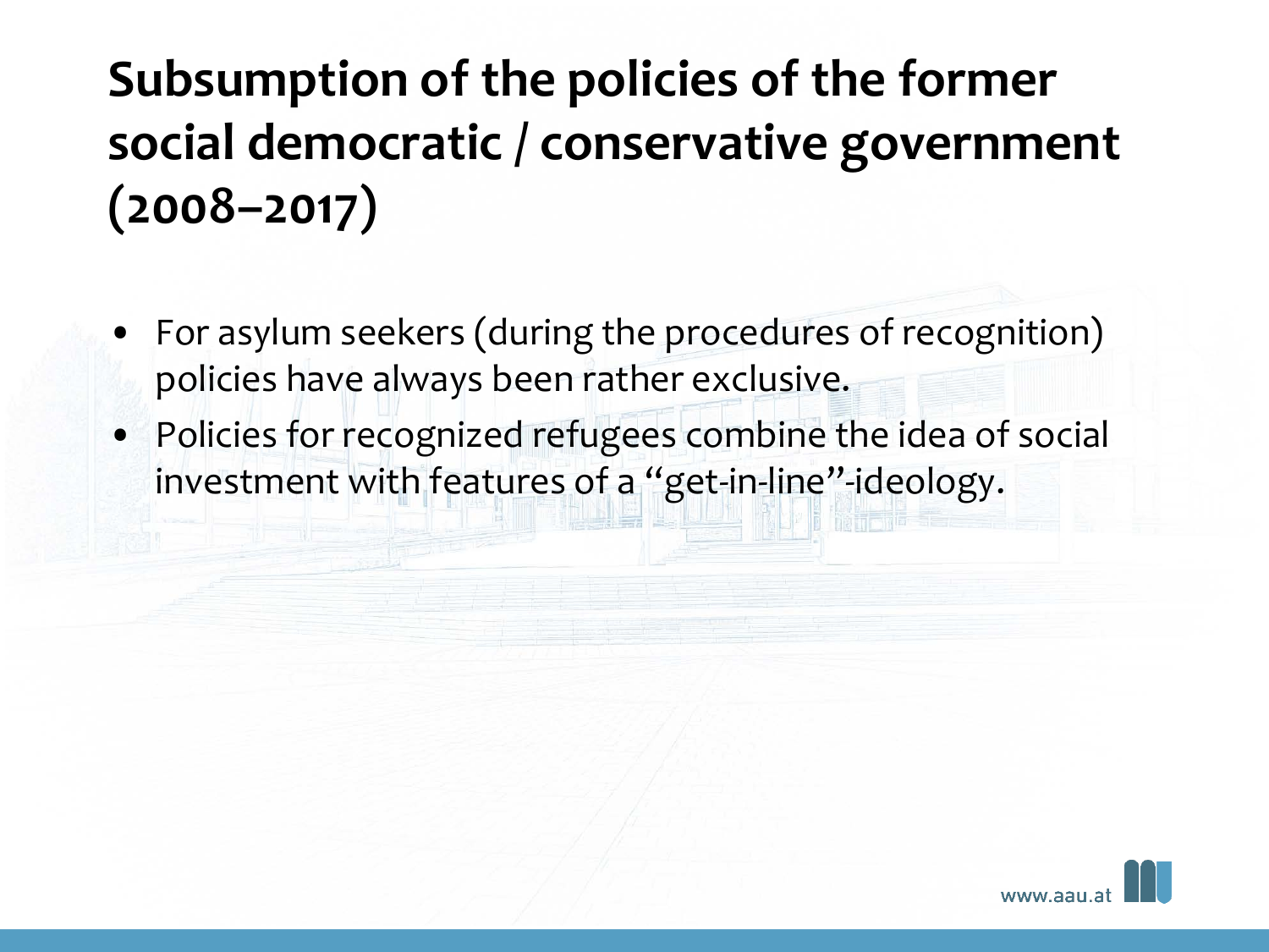# Subsumption of the policies of the former social democratic / conservative government (2008–2017)

- For asylum seekers (during the procedures of recognition) policies have always been rather exclusive.
- Policies for recognized refugees combine the idea of social investment with features of a “get-in-line”-ideology.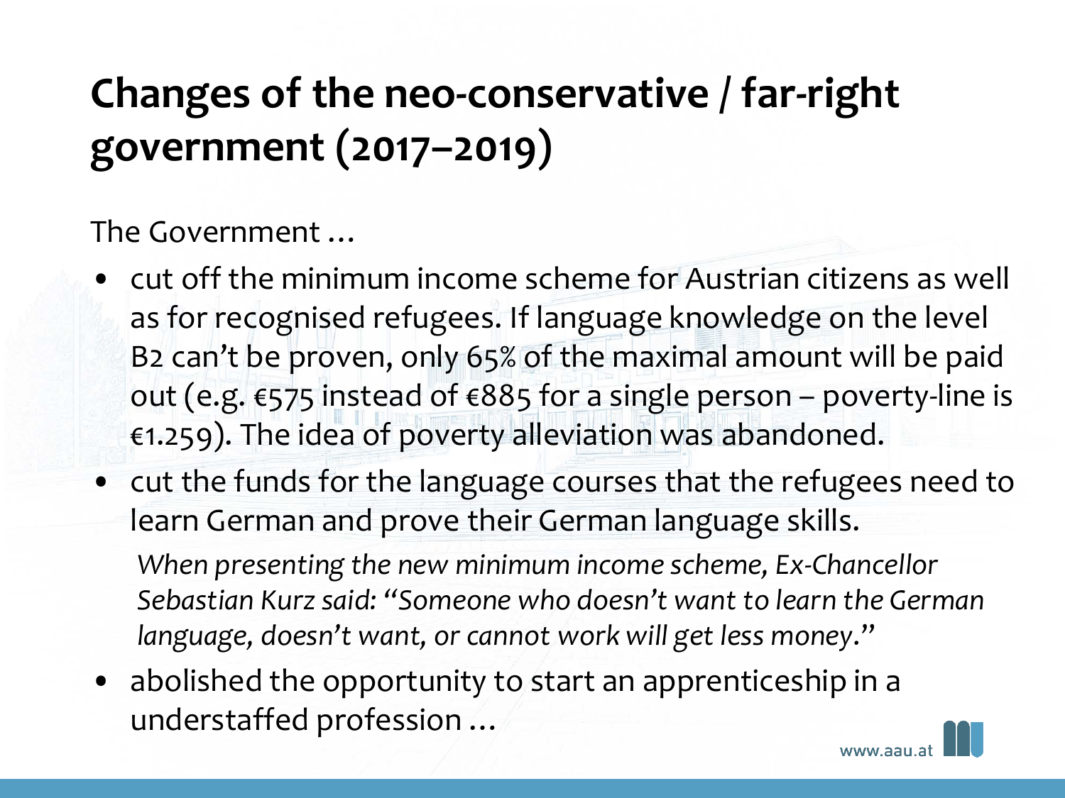# Changes of the neo-conservative / far-right government (2017–2019)

The Government …

- cut off the minimum income scheme for Austrian citizens as well as for recognised refugees. If language knowledge on the level B2 can't be proven, only 65% of the maximal amount will be paid out (e.g. €575 instead of €885 for a single person – poverty-line is €1.259). The idea of poverty alleviation was abandoned.
- cut the funds for the language courses that the refugees need to learn German and prove their German language skills.

  *When presenting the new minimum income scheme, Ex-Chancellor Sebastian Kurz said: "Someone who doesn't want to learn the German language, doesn't want, or cannot work will get less money."*

- abolished the opportunity to start an apprenticeship in a understaffed profession …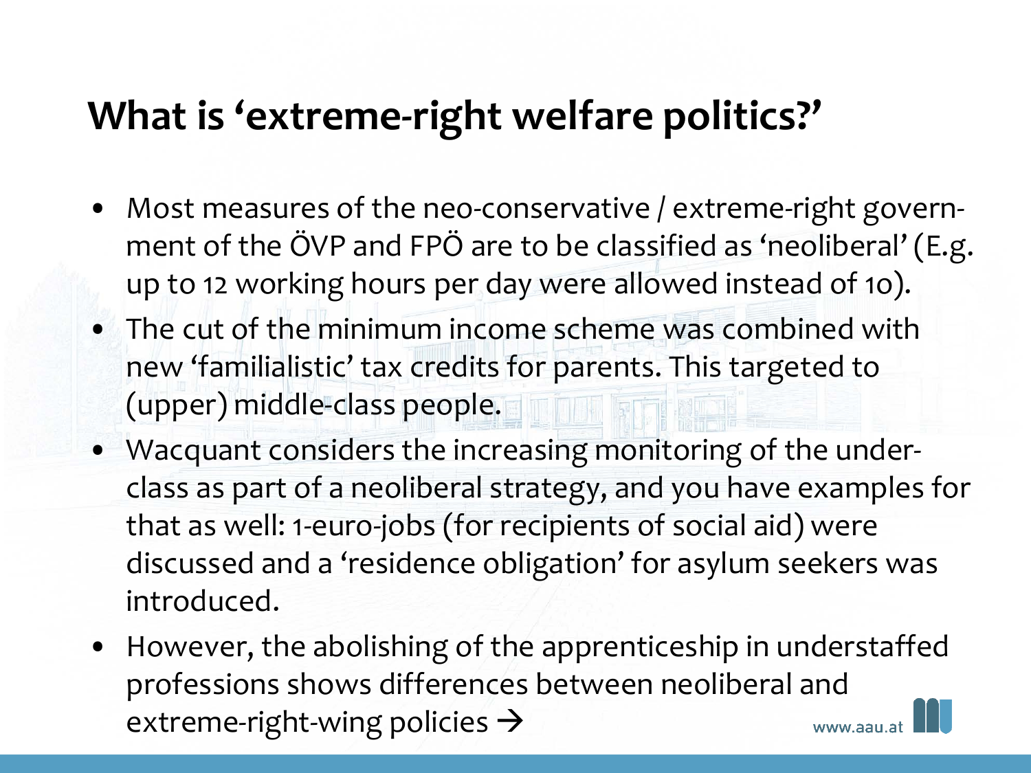# What is 'extreme-right welfare politics?'

- Most measures of the neo-conservative / extreme-right government of the ÖVP and FPÖ are to be classified as 'neoliberal' (E.g. up to 12 working hours per day were allowed instead of 10).
- The cut of the minimum income scheme was combined with new 'familialistic' tax credits for parents. This targeted to (upper) middle-class people.
- Wacquant considers the increasing monitoring of the underclass as part of a neoliberal strategy, and you have examples for that as well: 1-euro-jobs (for recipients of social aid) were discussed and a 'residence obligation' for asylum seekers was introduced.
- However, the abolishing of the apprenticeship in understaffed professions shows differences between neoliberal and extreme-right-wing policies →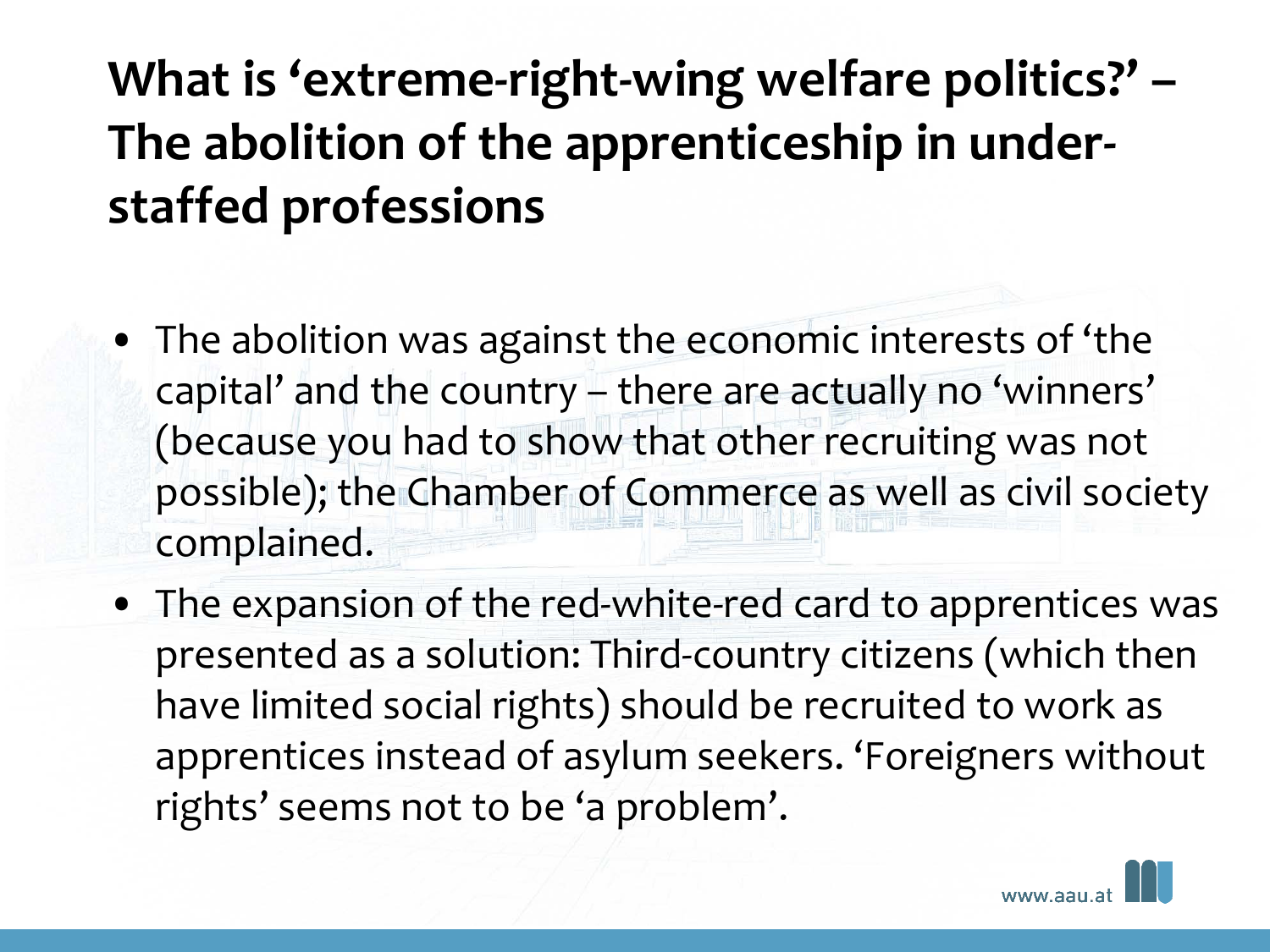# What is 'extreme-right-wing welfare politics?' – The abolition of the apprenticeship in under-staffed professions

- The abolition was against the economic interests of 'the capital' and the country – there are actually no 'winners' (because you had to show that other recruiting was not possible); the Chamber of Commerce as well as civil society complained.
- The expansion of the red-white-red card to apprentices was presented as a solution: Third-country citizens (which then have limited social rights) should be recruited to work as apprentices instead of asylum seekers. 'Foreigners without rights' seems not to be 'a problem'.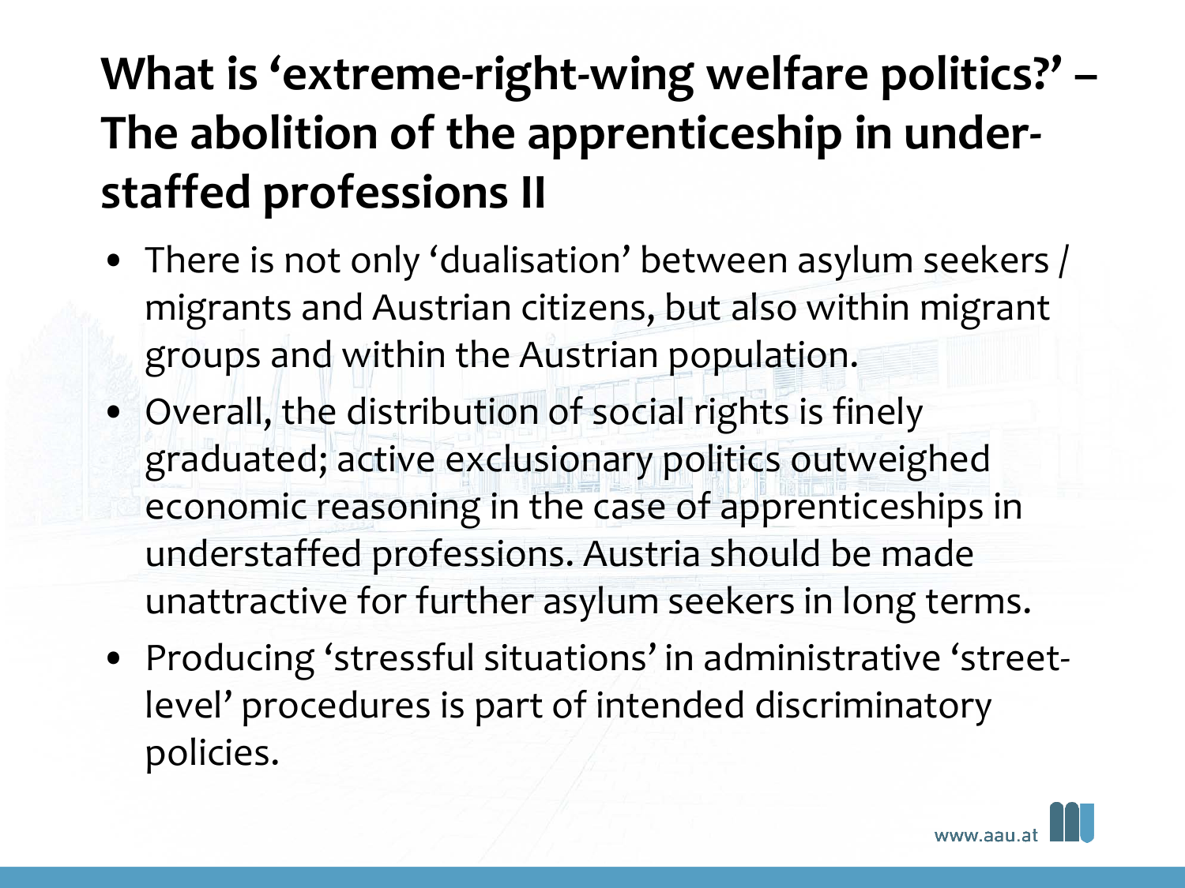# What is 'extreme-right-wing welfare politics?' – The abolition of the apprenticeship in under-staffed professions II

- There is not only 'dualisation' between asylum seekers / migrants and Austrian citizens, but also within migrant groups and within the Austrian population.
- Overall, the distribution of social rights is finely graduated; active exclusionary politics outweighed economic reasoning in the case of apprenticeships in understaffed professions. Austria should be made unattractive for further asylum seekers in long terms.
- Producing 'stressful situations' in administrative 'street-level' procedures is part of intended discriminatory policies.